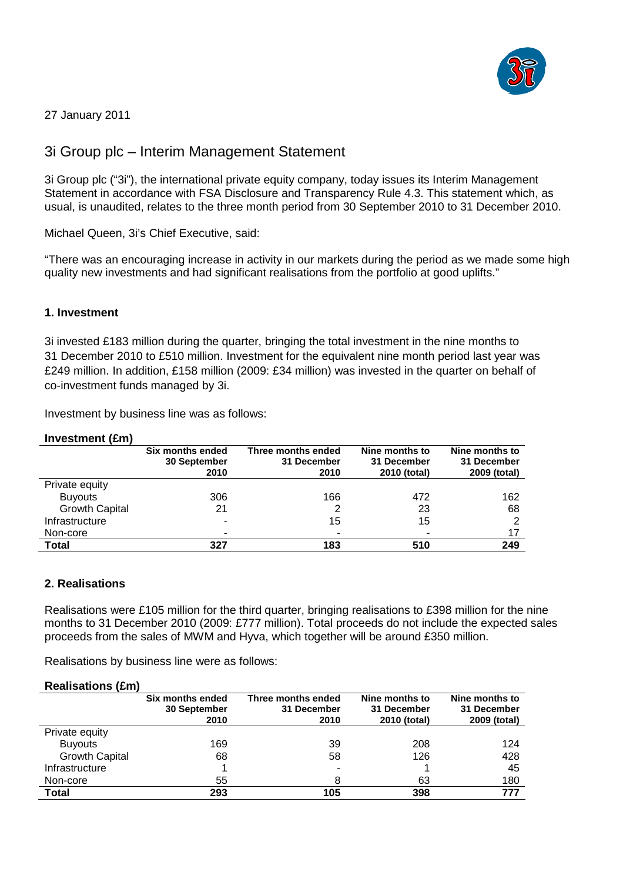27 January 2011

# 3i Group plc – Interim Management Statement

3i Group plc ("3i"), the international private equity company, today issues its Interim Management Statement in accordance with FSA Disclosure and Transparency Rule 4.3. This statement which, as usual, is unaudited, relates to the three month period from 30 September 2010 to 31 December 2010.

Michael Queen, 3i's Chief Executive, said:

"There was an encouraging increase in activity in our markets during the period as we made some high quality new investments and had significant realisations from the portfolio at good uplifts."

## 1. Investment

3i invested £183 million during the quarter, bringing the total investment in the nine months to 31 December 2010 to £510 million. Investment for the equivalent nine month period last year was £249 million. In addition, £158 million (2009: £34 million) was invested in the quarter on behalf of co-investment funds managed by 3i.

Investment by business line was as follows:

**Investment (£m)**

| | Six months ended 30 September 2010 | Three months ended 31 December 2010 | Nine months to 31 December 2010 (total) | Nine months to 31 December 2009 (total) |
|---|---|---|---|---|
| Private equity | | | | |
| Buyouts | 306 | 166 | 472 | 162 |
| Growth Capital | 21 | 2 | 23 | 68 |
| Infrastructure | - | 15 | 15 | 2 |
| Non-core | - | - | - | 17 |
| **Total** | **327** | **183** | **510** | **249** |

## 2. Realisations

Realisations were £105 million for the third quarter, bringing realisations to £398 million for the nine months to 31 December 2010 (2009: £777 million). Total proceeds do not include the expected sales proceeds from the sales of MWM and Hyva, which together will be around £350 million.

Realisations by business line were as follows:

**Realisations (£m)**

| | Six months ended 30 September 2010 | Three months ended 31 December 2010 | Nine months to 31 December 2010 (total) | Nine months to 31 December 2009 (total) |
|---|---|---|---|---|
| Private equity | | | | |
| Buyouts | 169 | 39 | 208 | 124 |
| Growth Capital | 68 | 58 | 126 | 428 |
| Infrastructure | 1 | - | 1 | 45 |
| Non-core | 55 | 8 | 63 | 180 |
| **Total** | **293** | **105** | **398** | **777** |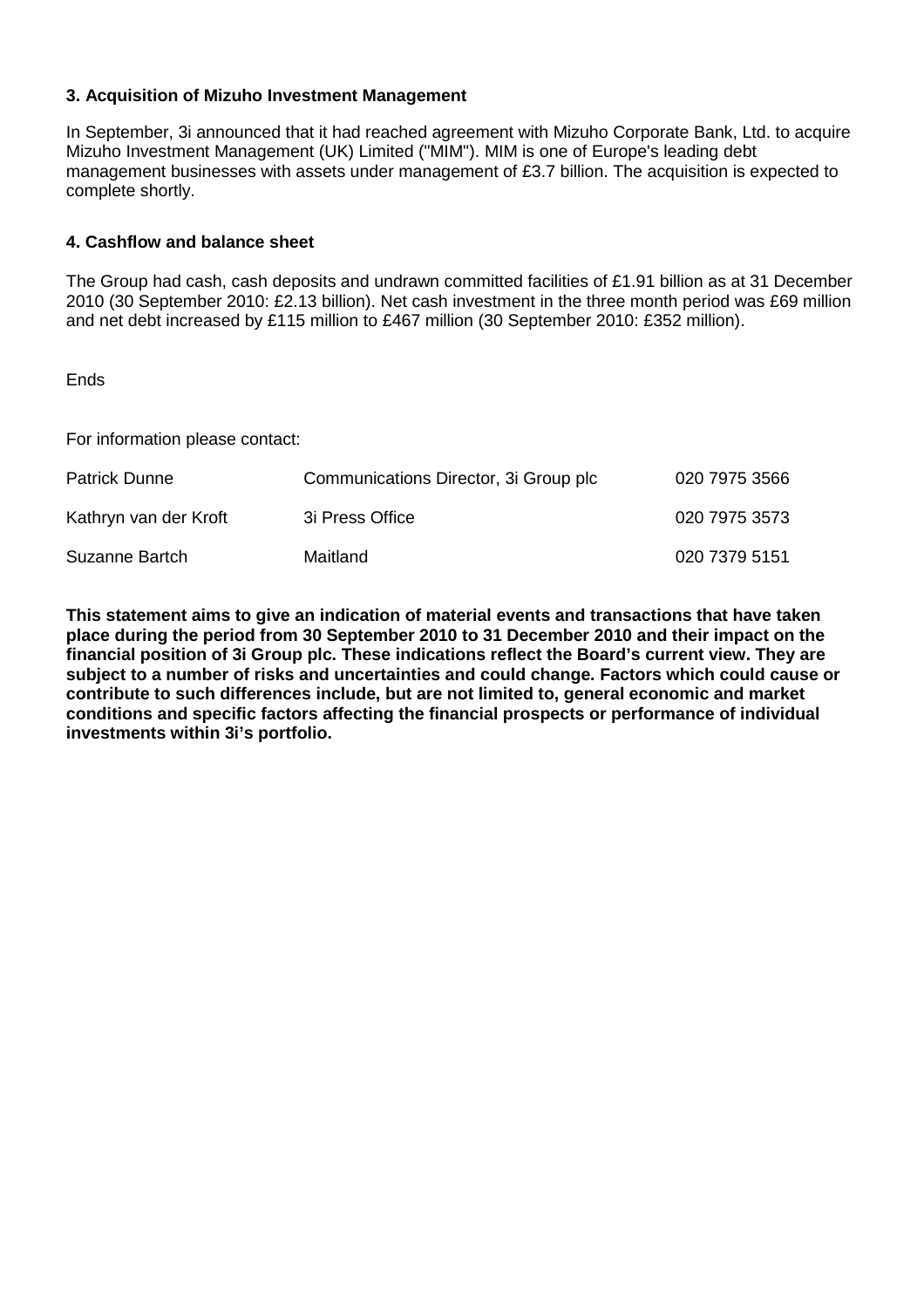### 3. Acquisition of Mizuho Investment Management

In September, 3i announced that it had reached agreement with Mizuho Corporate Bank, Ltd. to acquire Mizuho Investment Management (UK) Limited ("MIM"). MIM is one of Europe's leading debt management businesses with assets under management of £3.7 billion. The acquisition is expected to complete shortly.

### 4. Cashflow and balance sheet

The Group had cash, cash deposits and undrawn committed facilities of £1.91 billion as at 31 December 2010 (30 September 2010: £2.13 billion). Net cash investment in the three month period was £69 million and net debt increased by £115 million to £467 million (30 September 2010: £352 million).

Ends

For information please contact:

| | | |
|---|---|---|
| Patrick Dunne | Communications Director, 3i Group plc | 020 7975 3566 |
| Kathryn van der Kroft | 3i Press Office | 020 7975 3573 |
| Suzanne Bartch | Maitland | 020 7379 5151 |

**This statement aims to give an indication of material events and transactions that have taken place during the period from 30 September 2010 to 31 December 2010 and their impact on the financial position of 3i Group plc. These indications reflect the Board's current view. They are subject to a number of risks and uncertainties and could change. Factors which could cause or contribute to such differences include, but are not limited to, general economic and market conditions and specific factors affecting the financial prospects or performance of individual investments within 3i's portfolio.**